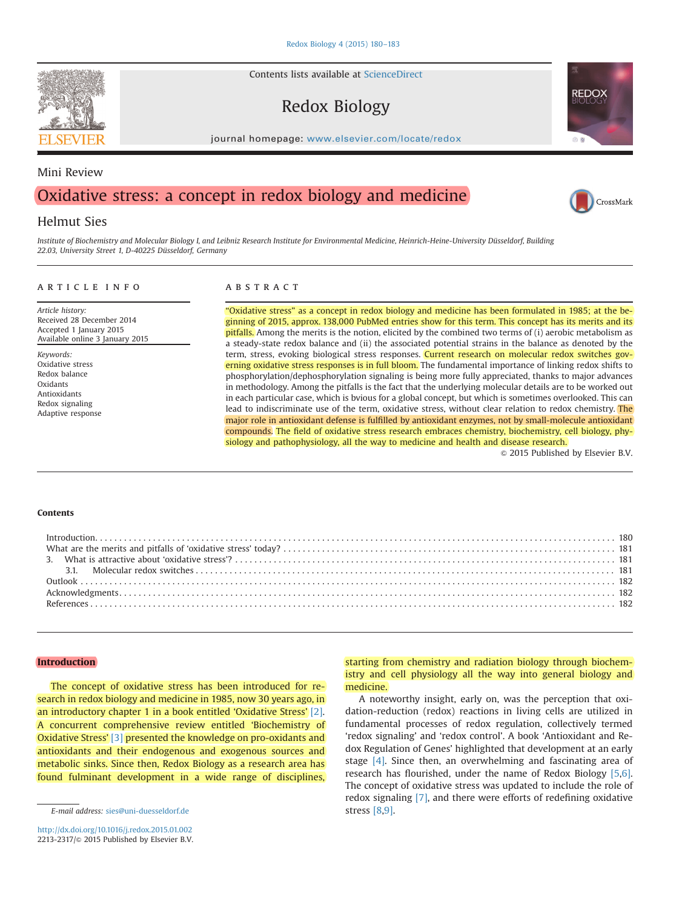Mini Review

# Oxidative stress: a concept in redox biology and medicine

Helmut Sies

*Institute of Biochemistry and Molecular Biology I, and Leibniz Research Institute for Environmental Medicine, Heinrich-Heine-University Düsseldorf, Building 22.03, University Street 1, D-40225 Düsseldorf, Germany*

## ARTICLE INFO

*Article history:*
Received 28 December 2014
Accepted 1 January 2015
Available online 3 January 2015

*Keywords:*
Oxidative stress
Redox balance
Oxidants
Antioxidants
Redox signaling
Adaptive response

## ABSTRACT

"Oxidative stress" as a concept in redox biology and medicine has been formulated in 1985; at the beginning of 2015, approx. 138,000 PubMed entries show for this term. This concept has its merits and its pitfalls. Among the merits is the notion, elicited by the combined two terms of (i) aerobic metabolism as a steady-state redox balance and (ii) the associated potential strains in the balance as denoted by the term, stress, evoking biological stress responses. Current research on molecular redox switches governing oxidative stress responses is in full bloom. The fundamental importance of linking redox shifts to phosphorylation/dephosphorylation signaling is being more fully appreciated, thanks to major advances in methodology. Among the pitfalls is the fact that the underlying molecular details are to be worked out in each particular case, which is bvious for a global concept, but which is sometimes overlooked. This can lead to indiscriminate use of the term, oxidative stress, without clear relation to redox chemistry. The major role in antioxidant defense is fulfilled by antioxidant enzymes, not by small-molecule antioxidant compounds. The field of oxidative stress research embraces chemistry, biochemistry, cell biology, physiology and pathophysiology, all the way to medicine and health and disease research.

© 2015 Published by Elsevier B.V.

## Contents

Introduction . . . 180
What are the merits and pitfalls of 'oxidative stress' today? . . . 181
3. What is attractive about 'oxidative stress'? . . . 181
3.1. Molecular redox switches . . . 181
Outlook . . . 182
Acknowledgments . . . 182
References . . . 182

## Introduction

The concept of oxidative stress has been introduced for research in redox biology and medicine in 1985, now 30 years ago, in an introductory chapter 1 in a book entitled 'Oxidative Stress' [2]. A concurrent comprehensive review entitled 'Biochemistry of Oxidative Stress' [3] presented the knowledge on pro-oxidants and antioxidants and their endogenous and exogenous sources and metabolic sinks. Since then, Redox Biology as a research area has found fulminant development in a wide range of disciplines, starting from chemistry and radiation biology through biochemistry and cell physiology all the way into general biology and medicine.

A noteworthy insight, early on, was the perception that oxidation-reduction (redox) reactions in living cells are utilized in fundamental processes of redox regulation, collectively termed 'redox signaling' and 'redox control'. A book 'Antioxidant and Redox Regulation of Genes' highlighted that development at an early stage [4]. Since then, an overwhelming and fascinating area of research has flourished, under the name of Redox Biology [5,6]. The concept of oxidative stress was updated to include the role of redox signaling [7], and there were efforts of redefining oxidative stress [8,9].

E-mail address: sies@uni-duesseldorf.de

http://dx.doi.org/10.1016/j.redox.2015.01.002
2213-2317/© 2015 Published by Elsevier B.V.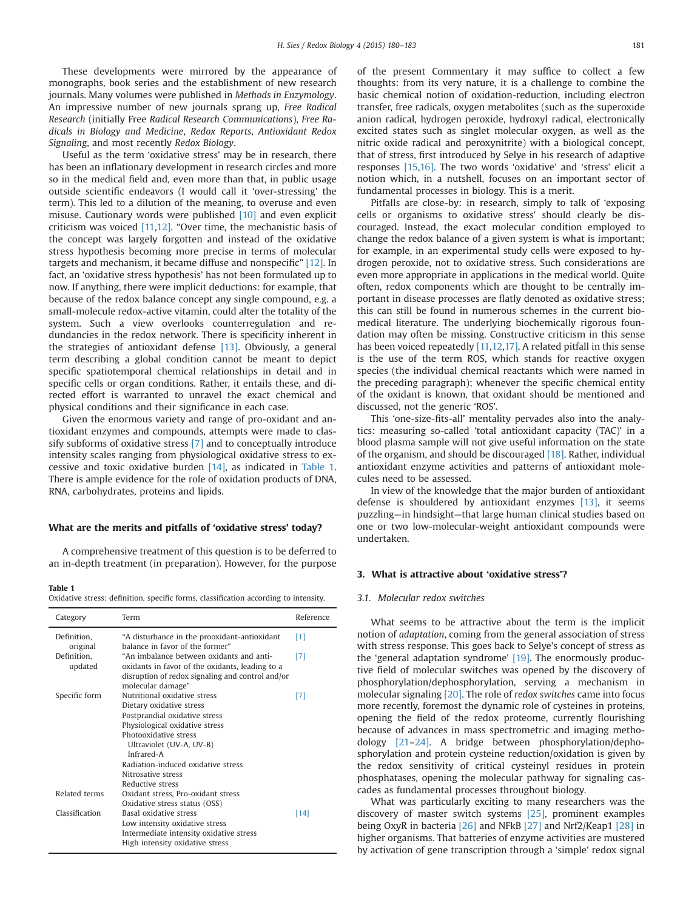These developments were mirrored by the appearance of monographs, book series and the establishment of new research journals. Many volumes were published in *Methods in Enzymology*. An impressive number of new journals sprang up, *Free Radical Research* (initially Free *Radical Research Communications*), *Free Radicals in Biology and Medicine*, *Redox Reports*, *Antioxidant Redox Signaling*, and most recently *Redox Biology*.

Useful as the term 'oxidative stress' may be in research, there has been an inflationary development in research circles and more so in the medical field and, even more than that, in public usage outside scientific endeavors (I would call it 'over-stressing' the term). This led to a dilution of the meaning, to overuse and even misuse. Cautionary words were published [10] and even explicit criticism was voiced [11,12]. "Over time, the mechanistic basis of the concept was largely forgotten and instead of the oxidative stress hypothesis becoming more precise in terms of molecular targets and mechanism, it became diffuse and nonspecific" [12]. In fact, an 'oxidative stress hypothesis' has not been formulated up to now. If anything, there were implicit deductions: for example, that because of the redox balance concept any single compound, e.g. a small-molecule redox-active vitamin, could alter the totality of the system. Such a view overlooks counterregulation and redundancies in the redox network. There is specificity inherent in the strategies of antioxidant defense [13]. Obviously, a general term describing a global condition cannot be meant to depict specific spatiotemporal chemical relationships in detail and in specific cells or organ conditions. Rather, it entails these, and directed effort is warranted to unravel the exact chemical and physical conditions and their significance in each case.

Given the enormous variety and range of pro-oxidant and antioxidant enzymes and compounds, attempts were made to classify subforms of oxidative stress [7] and to conceptually introduce intensity scales ranging from physiological oxidative stress to excessive and toxic oxidative burden [14], as indicated in Table 1. There is ample evidence for the role of oxidation products of DNA, RNA, carbohydrates, proteins and lipids.

**What are the merits and pitfalls of 'oxidative stress' today?**

A comprehensive treatment of this question is to be deferred to an in-depth treatment (in preparation). However, for the purpose of the present Commentary it may suffice to collect a few thoughts: from its very nature, it is a challenge to combine the basic chemical notion of oxidation-reduction, including electron transfer, free radicals, oxygen metabolites (such as the superoxide anion radical, hydrogen peroxide, hydroxyl radical, electronically excited states such as singlet molecular oxygen, as well as the nitric oxide radical and peroxynitrite) with a biological concept, that of stress, first introduced by Selye in his research of adaptive responses [15,16]. The two words 'oxidative' and 'stress' elicit a notion which, in a nutshell, focuses on an important sector of fundamental processes in biology. This is a merit.

Pitfalls are close-by: in research, simply to talk of 'exposing cells or organisms to oxidative stress' should clearly be discouraged. Instead, the exact molecular condition employed to change the redox balance of a given system is what is important; for example, in an experimental study cells were exposed to hydrogen peroxide, not to oxidative stress. Such considerations are even more appropriate in applications in the medical world. Quite often, redox components which are thought to be centrally important in disease processes are flatly denoted as oxidative stress; this can still be found in numerous schemes in the current biomedical literature. The underlying biochemically rigorous foundation may often be missing. Constructive criticism in this sense has been voiced repeatedly [11,12,17]. A related pitfall in this sense is the use of the term ROS, which stands for reactive oxygen species (the individual chemical reactants which were named in the preceding paragraph); whenever the specific chemical entity of the oxidant is known, that oxidant should be mentioned and discussed, not the generic 'ROS'.

This 'one-size-fits-all' mentality pervades also into the analytics: measuring so-called 'total antioxidant capacity (TAC)' in a blood plasma sample will not give useful information on the state of the organism, and should be discouraged [18]. Rather, individual antioxidant enzyme activities and patterns of antioxidant molecules need to be assessed.

In view of the knowledge that the major burden of antioxidant defense is shouldered by antioxidant enzymes [13], it seems puzzling—in hindsight—that large human clinical studies based on one or two low-molecular-weight antioxidant compounds were undertaken.

**Table 1**
Oxidative stress: definition, specific forms, classification according to intensity.

| Category | Term | Reference |
|---|---|---|
| Definition, original | "A disturbance in the prooxidant-antioxidant balance in favor of the former" | [1] |
| Definition, updated | "An imbalance between oxidants and antioxidants in favor of the oxidants, leading to a disruption of redox signaling and control and/or molecular damage" | [7] |
| Specific form | Nutritional oxidative stress<br>Dietary oxidative stress<br>Postprandial oxidative stress<br>Physiological oxidative stress<br>Photooxidative stress<br>Ultraviolet (UV-A, UV-B)<br>Infrared-A<br>Radiation-induced oxidative stress<br>Nitrosative stress<br>Reductive stress | [7] |
| Related terms | Oxidant stress, Pro-oxidant stress<br>Oxidative stress status (OSS) | |
| Classification | Basal oxidative stress<br>Low intensity oxidative stress<br>Intermediate intensity oxidative stress<br>High intensity oxidative stress | [14] |

## 3. What is attractive about 'oxidative stress'?

### 3.1. Molecular redox switches

What seems to be attractive about the term is the implicit notion of *adaptation*, coming from the general association of stress with stress response. This goes back to Selye's concept of stress as the 'general adaptation syndrome' [19]. The enormously productive field of molecular switches was opened by the discovery of phosphorylation/dephosphorylation, serving a mechanism in molecular signaling [20]. The role of *redox switches* came into focus more recently, foremost the dynamic role of cysteines in proteins, opening the field of the redox proteome, currently flourishing because of advances in mass spectrometric and imaging methodology [21–24]. A bridge between phosphorylation/dephosphorylation and protein cysteine reduction/oxidation is given by the redox sensitivity of critical cysteinyl residues in protein phosphatases, opening the molecular pathway for signaling cascades as fundamental processes throughout biology.

What was particularly exciting to many researchers was the discovery of master switch systems [25], prominent examples being OxyR in bacteria [26] and NFkB [27] and Nrf2/Keap1 [28] in higher organisms. That batteries of enzyme activities are mustered by activation of gene transcription through a 'simple' redox signal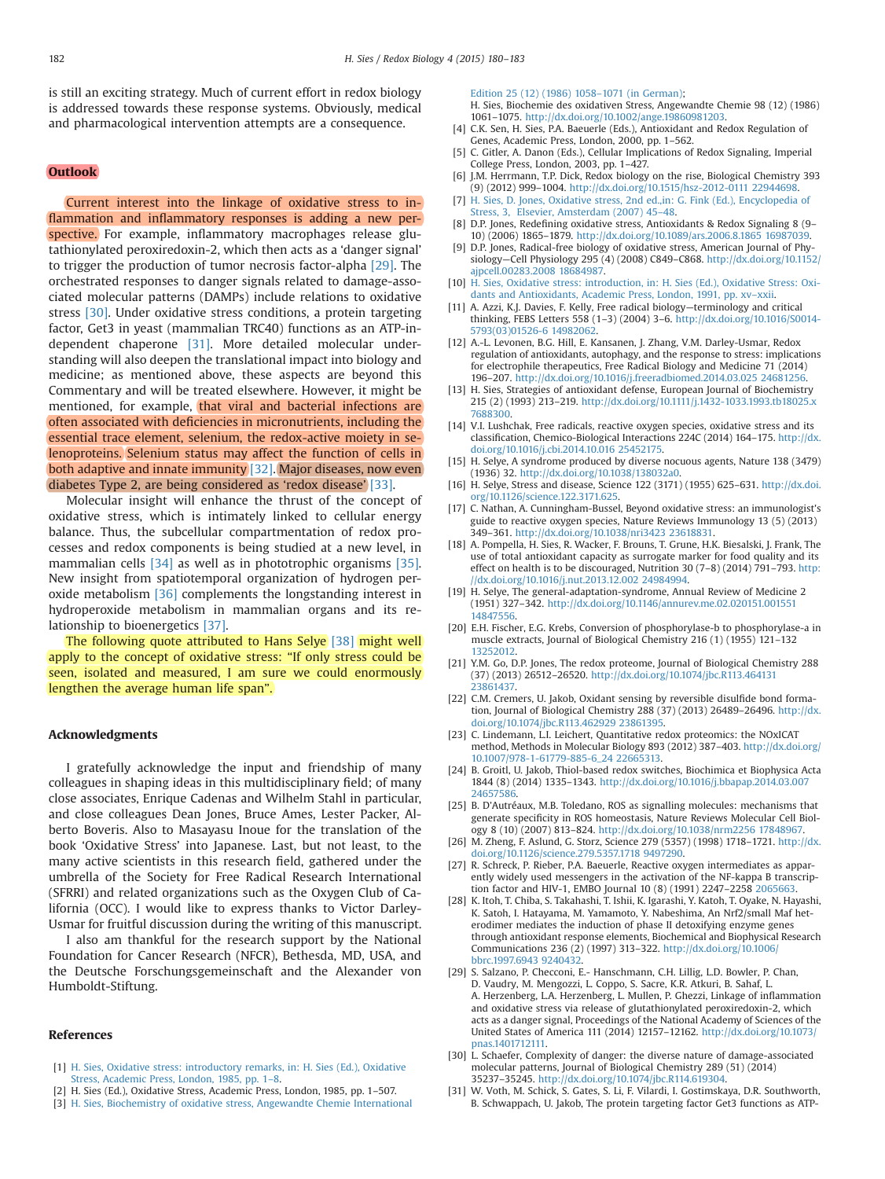is still an exciting strategy. Much of current effort in redox biology is addressed towards these response systems. Obviously, medical and pharmacological intervention attempts are a consequence.

## Outlook

Current interest into the linkage of oxidative stress to inflammation and inflammatory responses is adding a new perspective. For example, inflammatory macrophages release glutathionylated peroxiredoxin-2, which then acts as a 'danger signal' to trigger the production of tumor necrosis factor-alpha [29]. The orchestrated responses to danger signals related to damage-associated molecular patterns (DAMPs) include relations to oxidative stress [30]. Under oxidative stress conditions, a protein targeting factor, Get3 in yeast (mammalian TRC40) functions as an ATP-independent chaperone [31]. More detailed molecular understanding will also deepen the translational impact into biology and medicine; as mentioned above, these aspects are beyond this Commentary and will be treated elsewhere. However, it might be mentioned, for example, that viral and bacterial infections are often associated with deficiencies in micronutrients, including the essential trace element, selenium, the redox-active moiety in selenoproteins. Selenium status may affect the function of cells in both adaptive and innate immunity [32]. Major diseases, now even diabetes Type 2, are being considered as 'redox disease' [33].

Molecular insight will enhance the thrust of the concept of oxidative stress, which is intimately linked to cellular energy balance. Thus, the subcellular compartmentation of redox processes and redox components is being studied at a new level, in mammalian cells [34] as well as in phototrophic organisms [35]. New insight from spatiotemporal organization of hydrogen peroxide metabolism [36] complements the longstanding interest in hydroperoxide metabolism in mammalian organs and its relationship to bioenergetics [37].

The following quote attributed to Hans Selye [38] might well apply to the concept of oxidative stress: "If only stress could be seen, isolated and measured, I am sure we could enormously lengthen the average human life span".

## Acknowledgments

I gratefully acknowledge the input and friendship of many colleagues in shaping ideas in this multidisciplinary field; of many close associates, Enrique Cadenas and Wilhelm Stahl in particular, and close colleagues Dean Jones, Bruce Ames, Lester Packer, Alberto Boveris. Also to Masayasu Inoue for the translation of the book 'Oxidative Stress' into Japanese. Last, but not least, to the many active scientists in this research field, gathered under the umbrella of the Society for Free Radical Research International (SFRRI) and related organizations such as the Oxygen Club of California (OCC). I would like to express thanks to Victor Darley-Usmar for fruitful discussion during the writing of this manuscript.

I also am thankful for the research support by the National Foundation for Cancer Research (NFCR), Bethesda, MD, USA, and the Deutsche Forschungsgemeinschaft and the Alexander von Humboldt-Stiftung.

## References

[1] H. Sies, Oxidative stress: introductory remarks, in: H. Sies (Ed.), Oxidative Stress, Academic Press, London, 1985, pp. 1–8.

[2] H. Sies (Ed.), Oxidative Stress, Academic Press, London, 1985, pp. 1–507.

[3] H. Sies, Biochemistry of oxidative stress, Angewandte Chemie International Edition 25 (12) (1986) 1058–1071 (in German);
H. Sies, Biochemie des oxidativen Stress, Angewandte Chemie 98 (12) (1986) 1061–1075. http://dx.doi.org/10.1002/ange.19860981203.

[4] C.K. Sen, H. Sies, P.A. Baeuerle (Eds.), Antioxidant and Redox Regulation of Genes, Academic Press, London, 2000, pp. 1–562.

[5] C. Gitler, A. Danon (Eds.), Cellular Implications of Redox Signaling, Imperial College Press, London, 2003, pp. 1–427.

[6] J.M. Herrmann, T.P. Dick, Redox biology on the rise, Biological Chemistry 393 (9) (2012) 999–1004. http://dx.doi.org/10.1515/hsz-2012-0111 22944698.

[7] H. Sies, D. Jones, Oxidative stress, 2nd ed.,in: G. Fink (Ed.), Encyclopedia of Stress, 3, Elsevier, Amsterdam (2007) 45–48.

[8] D.P. Jones, Redefining oxidative stress, Antioxidants & Redox Signaling 8 (9–10) (2006) 1865–1879. http://dx.doi.org/10.1089/ars.2006.8.1865 16987039.

[9] D.P. Jones, Radical-free biology of oxidative stress, American Journal of Physiology—Cell Physiology 295 (4) (2008) C849–C868. http://dx.doi.org/10.1152/ajpcell.00283.2008 18684987.

[10] H. Sies, Oxidative stress: introduction, in: H. Sies (Ed.), Oxidative Stress: Oxidants and Antioxidants, Academic Press, London, 1991, pp. xv–xxii.

[11] A. Azzi, K.J. Davies, F. Kelly, Free radical biology—terminology and critical thinking, FEBS Letters 558 (1–3) (2004) 3–6. http://dx.doi.org/10.1016/S0014-5793(03)01526-6 14982062.

[12] A.-L. Levonen, B.G. Hill, E. Kansanen, J. Zhang, V.M. Darley-Usmar, Redox regulation of antioxidants, autophagy, and the response to stress: implications for electrophile therapeutics, Free Radical Biology and Medicine 71 (2014) 196–207. http://dx.doi.org/10.1016/j.freeradbiomed.2014.03.025 24681256.

[13] H. Sies, Strategies of antioxidant defense, European Journal of Biochemistry 215 (2) (1993) 213–219. http://dx.doi.org/10.1111/j.1432-1033.1993.tb18025.x 7688300.

[14] V.I. Lushchak, Free radicals, reactive oxygen species, oxidative stress and its classification, Chemico-Biological Interactions 224C (2014) 164–175. http://dx.doi.org/10.1016/j.cbi.2014.10.016 25452175.

[15] H. Selye, A syndrome produced by diverse nocuous agents, Nature 138 (3479) (1936) 32. http://dx.doi.org/10.1038/138032a0.

[16] H. Selye, Stress and disease, Science 122 (3171) (1955) 625–631. http://dx.doi.org/10.1126/science.122.3171.625.

[17] C. Nathan, A. Cunningham-Bussel, Beyond oxidative stress: an immunologist's guide to reactive oxygen species, Nature Reviews Immunology 13 (5) (2013) 349–361. http://dx.doi.org/10.1038/nri3423 23618831.

[18] A. Pompella, H. Sies, R. Wacker, F. Brouns, T. Grune, H.K. Biesalski, J. Frank, The use of total antioxidant capacity as surrogate marker for food quality and its effect on health is to be discouraged, Nutrition 30 (7–8) (2014) 791–793. http://dx.doi.org/10.1016/j.nut.2013.12.002 24984994.

[19] H. Selye, The general-adaptation-syndrome, Annual Review of Medicine 2 (1951) 327–342. http://dx.doi.org/10.1146/annurev.me.02.020151.001551 14847556.

[20] E.H. Fischer, E.G. Krebs, Conversion of phosphorylase-b to phosphorylase-a in muscle extracts, Journal of Biological Chemistry 216 (1) (1955) 121–132 13252012.

[21] Y.M. Go, D.P. Jones, The redox proteome, Journal of Biological Chemistry 288 (37) (2013) 26512–26520. http://dx.doi.org/10.1074/jbc.R113.464131 23861437.

[22] C.M. Cremers, U. Jakob, Oxidant sensing by reversible disulfide bond formation, Journal of Biological Chemistry 288 (37) (2013) 26489–26496. http://dx.doi.org/10.1074/jbc.R113.462929 23861395.

[23] C. Lindemann, L.I. Leichert, Quantitative redox proteomics: the NOxICAT method, Methods in Molecular Biology 893 (2012) 387–403. http://dx.doi.org/10.1007/978-1-61779-885-6_24 22665313.

[24] B. Groitl, U. Jakob, Thiol-based redox switches, Biochimica et Biophysica Acta 1844 (8) (2014) 1335–1343. http://dx.doi.org/10.1016/j.bbapap.2014.03.007 24657586.

[25] B. D'Autréaux, M.B. Toledano, ROS as signalling molecules: mechanisms that generate specificity in ROS homeostasis, Nature Reviews Molecular Cell Biology 8 (10) (2007) 813–824. http://dx.doi.org/10.1038/nrm2256 17848967.

[26] M. Zheng, F. Aslund, G. Storz, Science 279 (5357) (1998) 1718–1721. http://dx.doi.org/10.1126/science.279.5357.1718 9497290.

[27] R. Schreck, P. Rieber, P.A. Baeuerle, Reactive oxygen intermediates as apparently widely used messengers in the activation of the NF-kappa B transcription factor and HIV-1, EMBO Journal 10 (8) (1991) 2247–2258 2065663.

[28] K. Itoh, T. Chiba, S. Takahashi, T. Ishii, K. Igarashi, Y. Katoh, T. Oyake, N. Hayashi, K. Satoh, I. Hatayama, M. Yamamoto, Y. Nabeshima, An Nrf2/small Maf heterodimer mediates the induction of phase II detoxifying enzyme genes through antioxidant response elements, Biochemical and Biophysical Research Communications 236 (2) (1997) 313–322. http://dx.doi.org/10.1006/bbrc.1997.6943 9240432.

[29] S. Salzano, P. Checconi, E.- Hanschmann, C.H. Lillig, L.D. Bowler, P. Chan, D. Vaudry, M. Mengozzi, L. Coppo, S. Sacre, K.R. Atkuri, B. Sahaf, L. A. Herzenberg, L.A. Herzenberg, L. Mullen, P. Ghezzi, Linkage of inflammation and oxidative stress via release of glutathionylated peroxiredoxin-2, which acts as a danger signal, Proceedings of the National Academy of Sciences of the United States of America 111 (2014) 12157–12162. http://dx.doi.org/10.1073/pnas.1401712111.

[30] L. Schaefer, Complexity of danger: the diverse nature of damage-associated molecular patterns, Journal of Biological Chemistry 289 (51) (2014) 35237–35245. http://dx.doi.org/10.1074/jbc.R114.619304.

[31] W. Voth, M. Schick, S. Gates, S. Li, F. Vilardi, I. Gostimskaya, D.R. Southworth, B. Schwappach, U. Jakob, The protein targeting factor Get3 functions as ATP-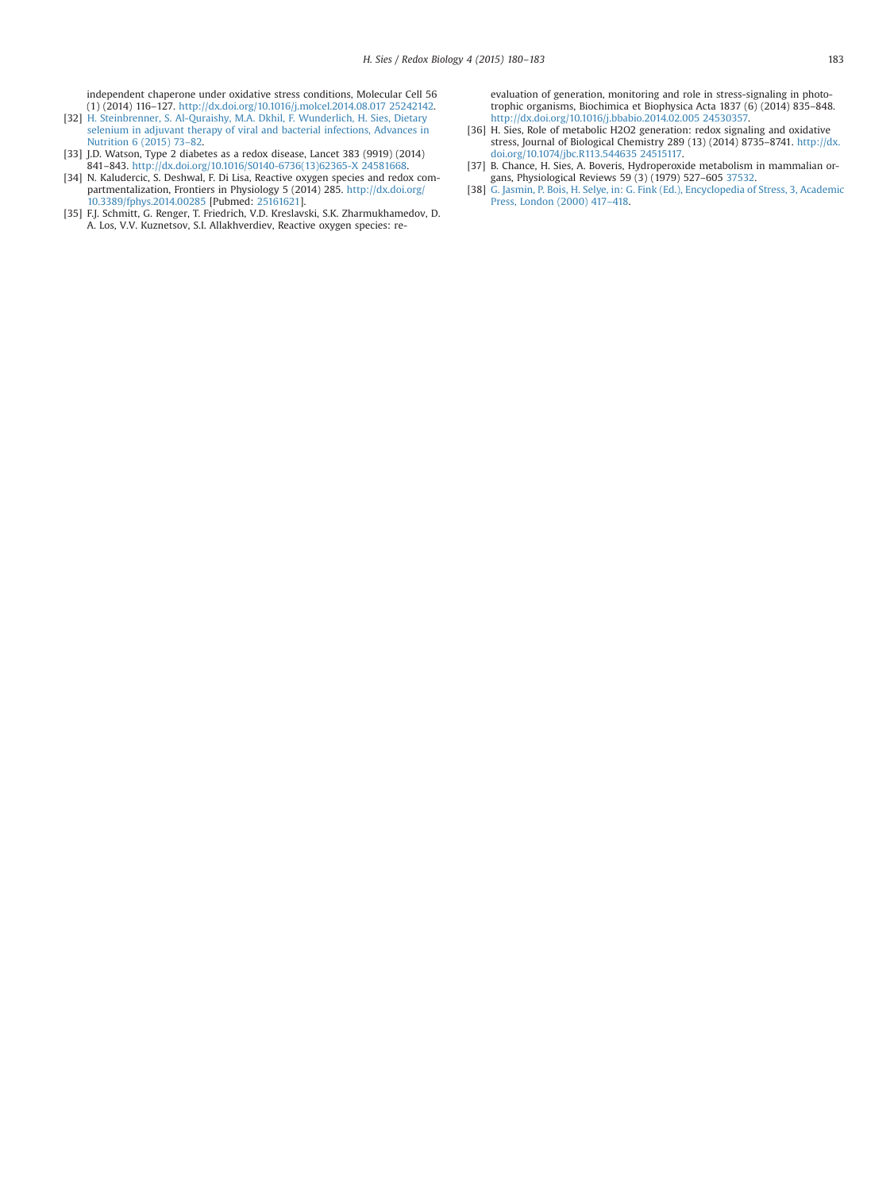independent chaperone under oxidative stress conditions, Molecular Cell 56 (1) (2014) 116–127. http://dx.doi.org/10.1016/j.molcel.2014.08.017 25242142.

[32] H. Steinbrenner, S. Al-Quraishy, M.A. Dkhil, F. Wunderlich, H. Sies, Dietary selenium in adjuvant therapy of viral and bacterial infections, Advances in Nutrition 6 (2015) 73–82.

[33] J.D. Watson, Type 2 diabetes as a redox disease, Lancet 383 (9919) (2014) 841–843. http://dx.doi.org/10.1016/S0140-6736(13)62365-X 24581668.

[34] N. Kaludercic, S. Deshwal, F. Di Lisa, Reactive oxygen species and redox compartmentalization, Frontiers in Physiology 5 (2014) 285. http://dx.doi.org/10.3389/fphys.2014.00285 [Pubmed: 25161621].

[35] F.J. Schmitt, G. Renger, T. Friedrich, V.D. Kreslavski, S.K. Zharmukhamedov, D. A. Los, V.V. Kuznetsov, S.I. Allakhverdiev, Reactive oxygen species: re-evaluation of generation, monitoring and role in stress-signaling in phototrophic organisms, Biochimica et Biophysica Acta 1837 (6) (2014) 835–848. http://dx.doi.org/10.1016/j.bbabio.2014.02.005 24530357.

[36] H. Sies, Role of metabolic H2O2 generation: redox signaling and oxidative stress, Journal of Biological Chemistry 289 (13) (2014) 8735–8741. http://dx.doi.org/10.1074/jbc.R113.544635 24515117.

[37] B. Chance, H. Sies, A. Boveris, Hydroperoxide metabolism in mammalian organs, Physiological Reviews 59 (3) (1979) 527–605 37532.

[38] G. Jasmin, P. Bois, H. Selye, in: G. Fink (Ed.), Encyclopedia of Stress, 3, Academic Press, London (2000) 417–418.